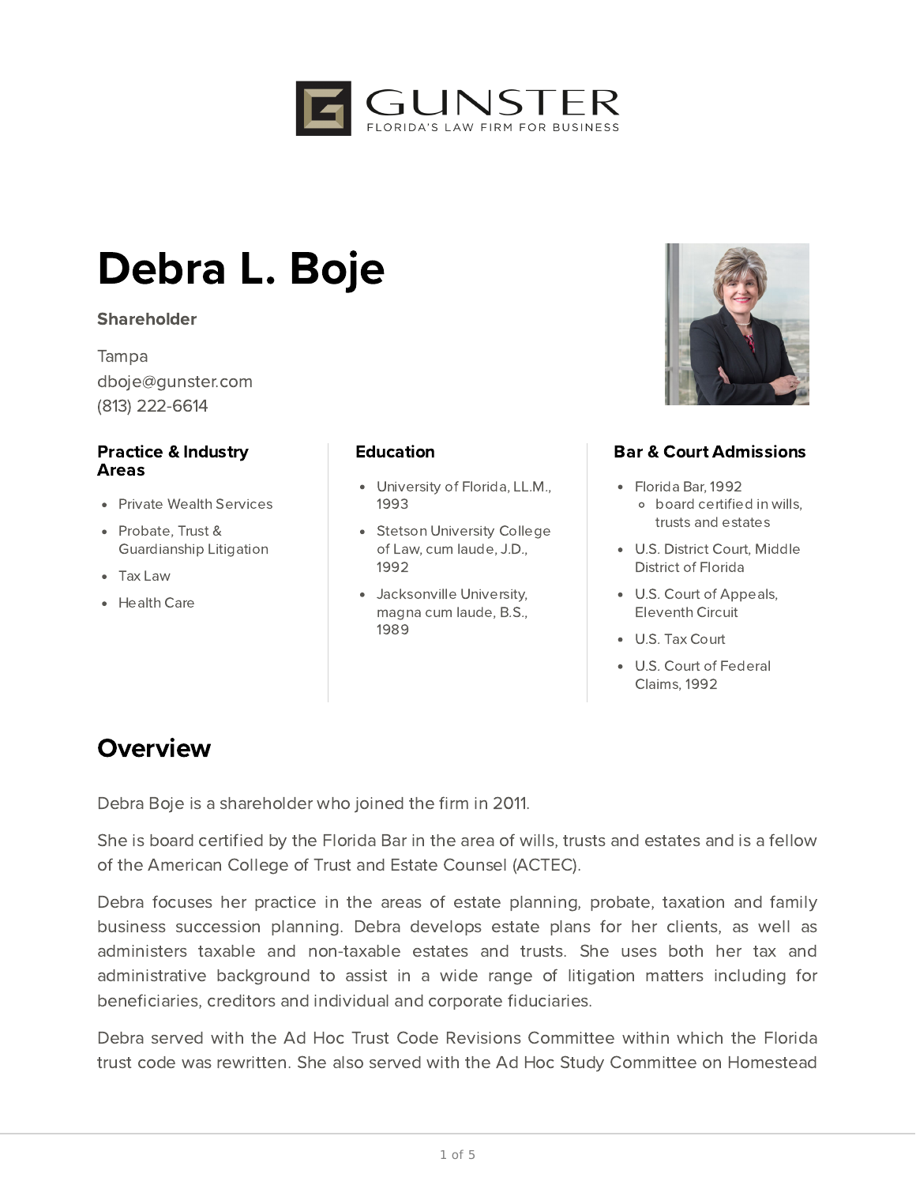GUNSTER
FLORIDA'S LAW FIRM FOR BUSINESS

# Debra L. Boje

**Shareholder**

Tampa
dboje@gunster.com
(813) 222-6614

### Practice & Industry Areas

- Private Wealth Services
- Probate, Trust & Guardianship Litigation
- Tax Law
- Health Care

### Education

- University of Florida, LL.M., 1993
- Stetson University College of Law, cum laude, J.D., 1992
- Jacksonville University, magna cum laude, B.S., 1989

### Bar & Court Admissions

- Florida Bar, 1992
  - board certified in wills, trusts and estates
- U.S. District Court, Middle District of Florida
- U.S. Court of Appeals, Eleventh Circuit
- U.S. Tax Court
- U.S. Court of Federal Claims, 1992

## Overview

Debra Boje is a shareholder who joined the firm in 2011.

She is board certified by the Florida Bar in the area of wills, trusts and estates and is a fellow of the American College of Trust and Estate Counsel (ACTEC).

Debra focuses her practice in the areas of estate planning, probate, taxation and family business succession planning. Debra develops estate plans for her clients, as well as administers taxable and non-taxable estates and trusts. She uses both her tax and administrative background to assist in a wide range of litigation matters including for beneficiaries, creditors and individual and corporate fiduciaries.

Debra served with the Ad Hoc Trust Code Revisions Committee within which the Florida trust code was rewritten. She also served with the Ad Hoc Study Committee on Homestead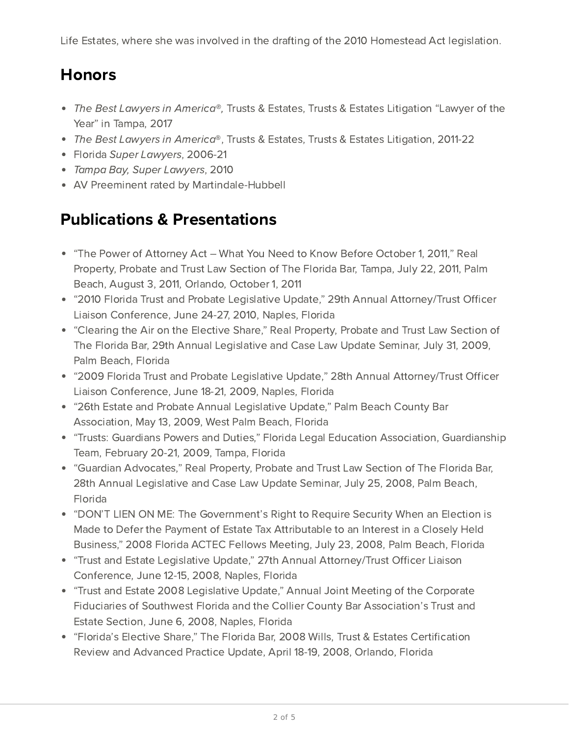Life Estates, where she was involved in the drafting of the 2010 Homestead Act legislation.

## Honors

- *The Best Lawyers in America®,* Trusts & Estates, Trusts & Estates Litigation "Lawyer of the Year" in Tampa, 2017
- *The Best Lawyers in America®*, Trusts & Estates, Trusts & Estates Litigation, 2011-22
- Florida *Super Lawyers*, 2006-21
- *Tampa Bay, Super Lawyers*, 2010
- AV Preeminent rated by Martindale-Hubbell

## Publications & Presentations

- "The Power of Attorney Act – What You Need to Know Before October 1, 2011," Real Property, Probate and Trust Law Section of The Florida Bar, Tampa, July 22, 2011, Palm Beach, August 3, 2011, Orlando, October 1, 2011
- "2010 Florida Trust and Probate Legislative Update," 29th Annual Attorney/Trust Officer Liaison Conference, June 24-27, 2010, Naples, Florida
- "Clearing the Air on the Elective Share," Real Property, Probate and Trust Law Section of The Florida Bar, 29th Annual Legislative and Case Law Update Seminar, July 31, 2009, Palm Beach, Florida
- "2009 Florida Trust and Probate Legislative Update," 28th Annual Attorney/Trust Officer Liaison Conference, June 18-21, 2009, Naples, Florida
- "26th Estate and Probate Annual Legislative Update," Palm Beach County Bar Association, May 13, 2009, West Palm Beach, Florida
- "Trusts: Guardians Powers and Duties," Florida Legal Education Association, Guardianship Team, February 20-21, 2009, Tampa, Florida
- "Guardian Advocates," Real Property, Probate and Trust Law Section of The Florida Bar, 28th Annual Legislative and Case Law Update Seminar, July 25, 2008, Palm Beach, Florida
- "DON'T LIEN ON ME: The Government's Right to Require Security When an Election is Made to Defer the Payment of Estate Tax Attributable to an Interest in a Closely Held Business," 2008 Florida ACTEC Fellows Meeting, July 23, 2008, Palm Beach, Florida
- "Trust and Estate Legislative Update," 27th Annual Attorney/Trust Officer Liaison Conference, June 12-15, 2008, Naples, Florida
- "Trust and Estate 2008 Legislative Update," Annual Joint Meeting of the Corporate Fiduciaries of Southwest Florida and the Collier County Bar Association's Trust and Estate Section, June 6, 2008, Naples, Florida
- "Florida's Elective Share," The Florida Bar, 2008 Wills, Trust & Estates Certification Review and Advanced Practice Update, April 18-19, 2008, Orlando, Florida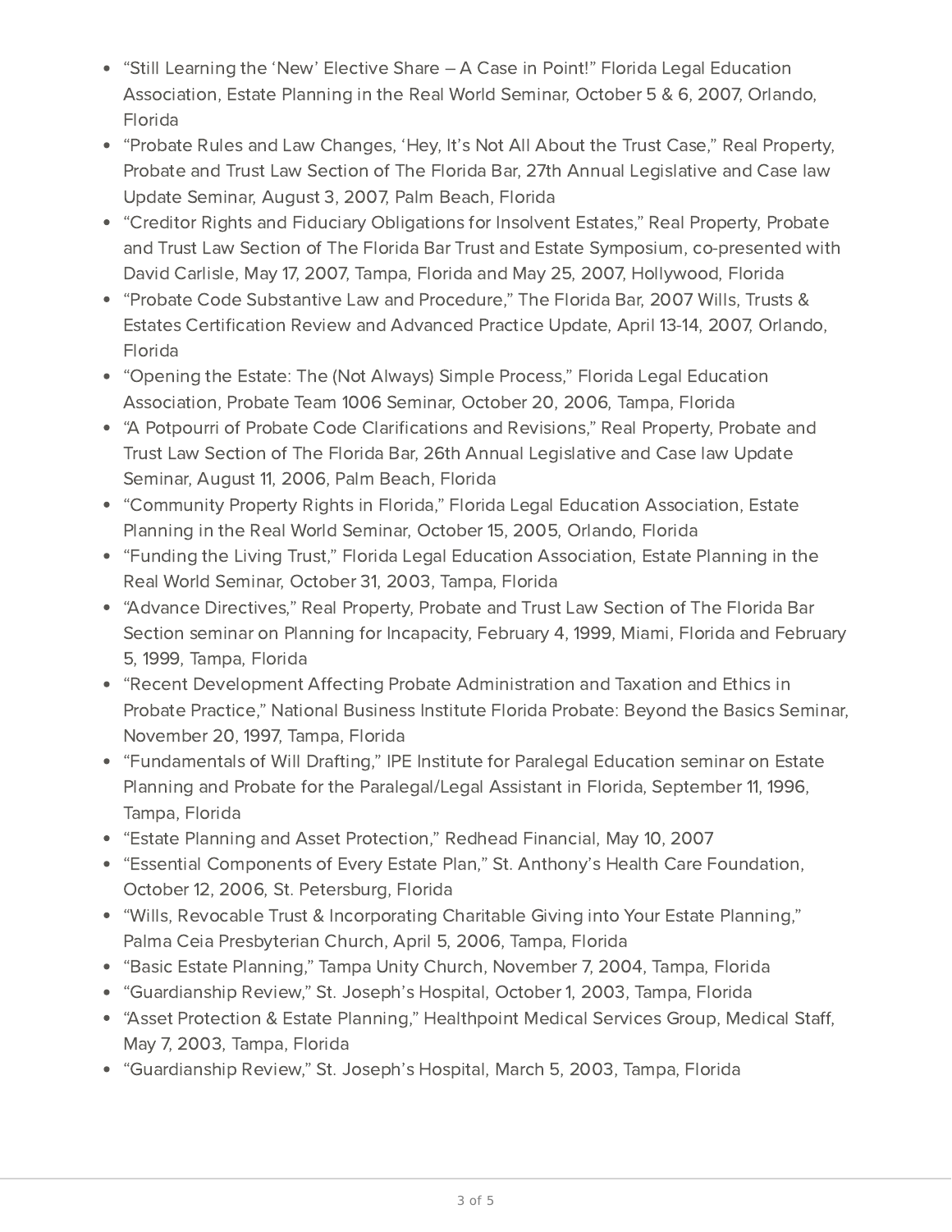- “Still Learning the ‘New’ Elective Share – A Case in Point!” Florida Legal Education Association, Estate Planning in the Real World Seminar, October 5 & 6, 2007, Orlando, Florida
- “Probate Rules and Law Changes, ‘Hey, It’s Not All About the Trust Case,” Real Property, Probate and Trust Law Section of The Florida Bar, 27th Annual Legislative and Case law Update Seminar, August 3, 2007, Palm Beach, Florida
- “Creditor Rights and Fiduciary Obligations for Insolvent Estates,” Real Property, Probate and Trust Law Section of The Florida Bar Trust and Estate Symposium, co-presented with David Carlisle, May 17, 2007, Tampa, Florida and May 25, 2007, Hollywood, Florida
- “Probate Code Substantive Law and Procedure,” The Florida Bar, 2007 Wills, Trusts & Estates Certification Review and Advanced Practice Update, April 13-14, 2007, Orlando, Florida
- “Opening the Estate: The (Not Always) Simple Process,” Florida Legal Education Association, Probate Team 1006 Seminar, October 20, 2006, Tampa, Florida
- “A Potpourri of Probate Code Clarifications and Revisions,” Real Property, Probate and Trust Law Section of The Florida Bar, 26th Annual Legislative and Case law Update Seminar, August 11, 2006, Palm Beach, Florida
- “Community Property Rights in Florida,” Florida Legal Education Association, Estate Planning in the Real World Seminar, October 15, 2005, Orlando, Florida
- “Funding the Living Trust,” Florida Legal Education Association, Estate Planning in the Real World Seminar, October 31, 2003, Tampa, Florida
- “Advance Directives,” Real Property, Probate and Trust Law Section of The Florida Bar Section seminar on Planning for Incapacity, February 4, 1999, Miami, Florida and February 5, 1999, Tampa, Florida
- “Recent Development Affecting Probate Administration and Taxation and Ethics in Probate Practice,” National Business Institute Florida Probate: Beyond the Basics Seminar, November 20, 1997, Tampa, Florida
- “Fundamentals of Will Drafting,” IPE Institute for Paralegal Education seminar on Estate Planning and Probate for the Paralegal/Legal Assistant in Florida, September 11, 1996, Tampa, Florida
- “Estate Planning and Asset Protection,” Redhead Financial, May 10, 2007
- “Essential Components of Every Estate Plan,” St. Anthony’s Health Care Foundation, October 12, 2006, St. Petersburg, Florida
- “Wills, Revocable Trust & Incorporating Charitable Giving into Your Estate Planning,” Palma Ceia Presbyterian Church, April 5, 2006, Tampa, Florida
- “Basic Estate Planning,” Tampa Unity Church, November 7, 2004, Tampa, Florida
- “Guardianship Review,” St. Joseph’s Hospital, October 1, 2003, Tampa, Florida
- “Asset Protection & Estate Planning,” Healthpoint Medical Services Group, Medical Staff, May 7, 2003, Tampa, Florida
- “Guardianship Review,” St. Joseph’s Hospital, March 5, 2003, Tampa, Florida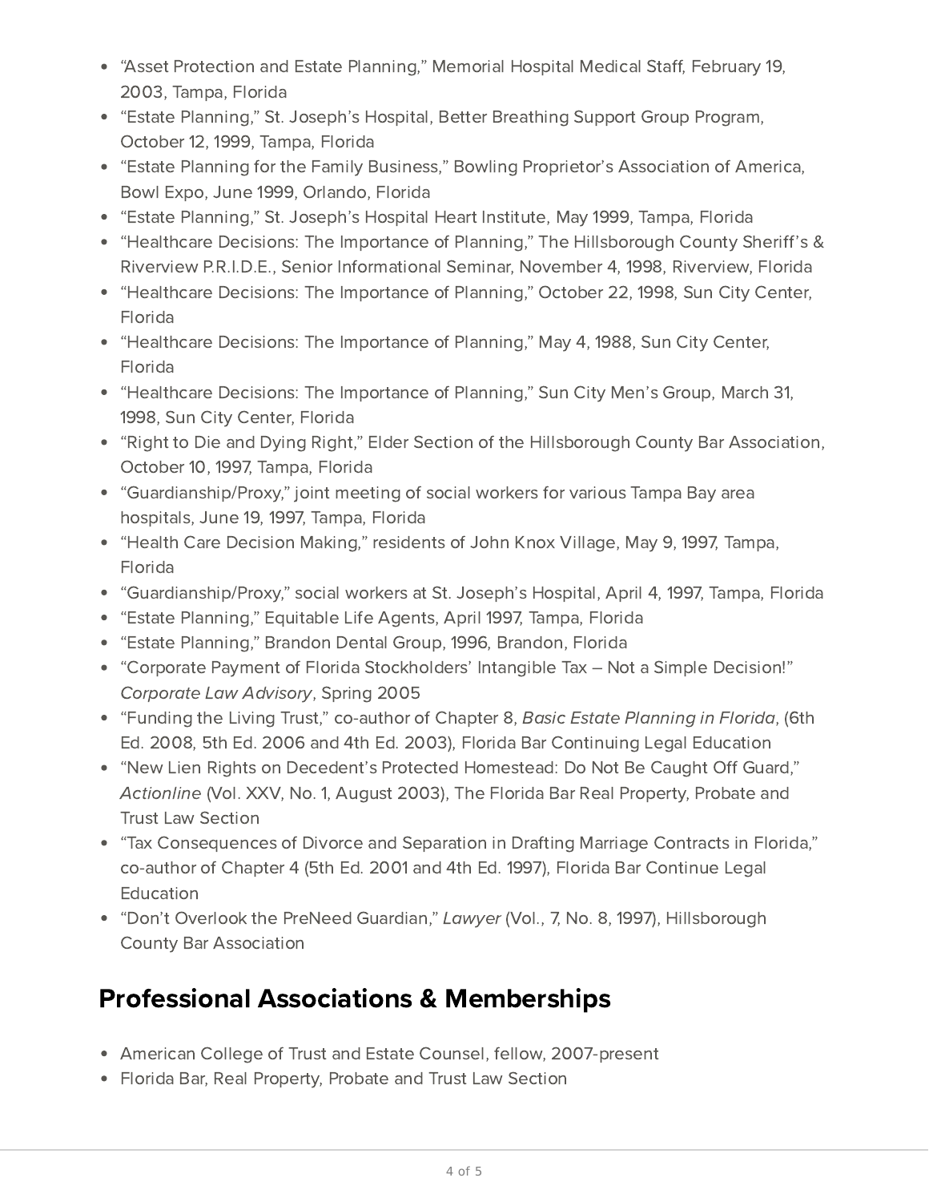- "Asset Protection and Estate Planning," Memorial Hospital Medical Staff, February 19, 2003, Tampa, Florida
- "Estate Planning," St. Joseph's Hospital, Better Breathing Support Group Program, October 12, 1999, Tampa, Florida
- "Estate Planning for the Family Business," Bowling Proprietor's Association of America, Bowl Expo, June 1999, Orlando, Florida
- "Estate Planning," St. Joseph's Hospital Heart Institute, May 1999, Tampa, Florida
- "Healthcare Decisions: The Importance of Planning," The Hillsborough County Sheriff's & Riverview P.R.I.D.E., Senior Informational Seminar, November 4, 1998, Riverview, Florida
- "Healthcare Decisions: The Importance of Planning," October 22, 1998, Sun City Center, Florida
- "Healthcare Decisions: The Importance of Planning," May 4, 1988, Sun City Center, Florida
- "Healthcare Decisions: The Importance of Planning," Sun City Men's Group, March 31, 1998, Sun City Center, Florida
- "Right to Die and Dying Right," Elder Section of the Hillsborough County Bar Association, October 10, 1997, Tampa, Florida
- "Guardianship/Proxy," joint meeting of social workers for various Tampa Bay area hospitals, June 19, 1997, Tampa, Florida
- "Health Care Decision Making," residents of John Knox Village, May 9, 1997, Tampa, Florida
- "Guardianship/Proxy," social workers at St. Joseph's Hospital, April 4, 1997, Tampa, Florida
- "Estate Planning," Equitable Life Agents, April 1997, Tampa, Florida
- "Estate Planning," Brandon Dental Group, 1996, Brandon, Florida
- "Corporate Payment of Florida Stockholders' Intangible Tax – Not a Simple Decision!" *Corporate Law Advisory*, Spring 2005
- "Funding the Living Trust," co-author of Chapter 8, *Basic Estate Planning in Florida*, (6th Ed. 2008, 5th Ed. 2006 and 4th Ed. 2003), Florida Bar Continuing Legal Education
- "New Lien Rights on Decedent's Protected Homestead: Do Not Be Caught Off Guard," *Actionline* (Vol. XXV, No. 1, August 2003), The Florida Bar Real Property, Probate and Trust Law Section
- "Tax Consequences of Divorce and Separation in Drafting Marriage Contracts in Florida," co-author of Chapter 4 (5th Ed. 2001 and 4th Ed. 1997), Florida Bar Continue Legal Education
- "Don't Overlook the PreNeed Guardian," *Lawyer* (Vol., 7, No. 8, 1997), Hillsborough County Bar Association

## Professional Associations & Memberships

- American College of Trust and Estate Counsel, fellow, 2007-present
- Florida Bar, Real Property, Probate and Trust Law Section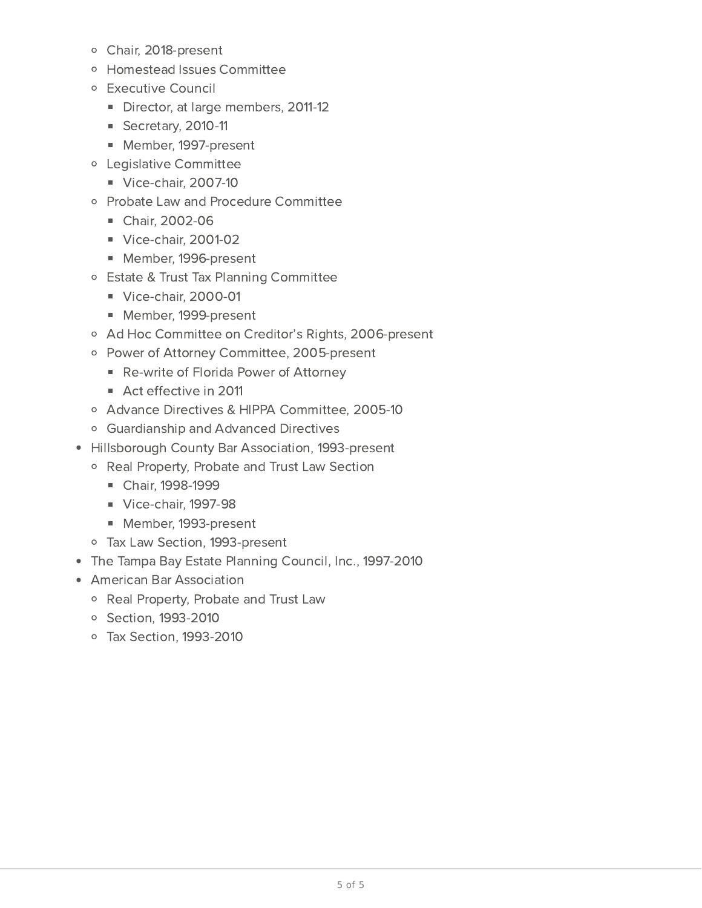- Chair, 2018-present
- Homestead Issues Committee
- Executive Council
  - Director, at large members, 2011-12
  - Secretary, 2010-11
  - Member, 1997-present
- Legislative Committee
  - Vice-chair, 2007-10
- Probate Law and Procedure Committee
  - Chair, 2002-06
  - Vice-chair, 2001-02
  - Member, 1996-present
- Estate & Trust Tax Planning Committee
  - Vice-chair, 2000-01
  - Member, 1999-present
- Ad Hoc Committee on Creditor's Rights, 2006-present
- Power of Attorney Committee, 2005-present
  - Re-write of Florida Power of Attorney
  - Act effective in 2011
- Advance Directives & HIPPA Committee, 2005-10
- Guardianship and Advanced Directives

- Hillsborough County Bar Association, 1993-present
  - Real Property, Probate and Trust Law Section
    - Chair, 1998-1999
    - Vice-chair, 1997-98
    - Member, 1993-present
  - Tax Law Section, 1993-present
- The Tampa Bay Estate Planning Council, Inc., 1997-2010
- American Bar Association
  - Real Property, Probate and Trust Law
  - Section, 1993-2010
  - Tax Section, 1993-2010